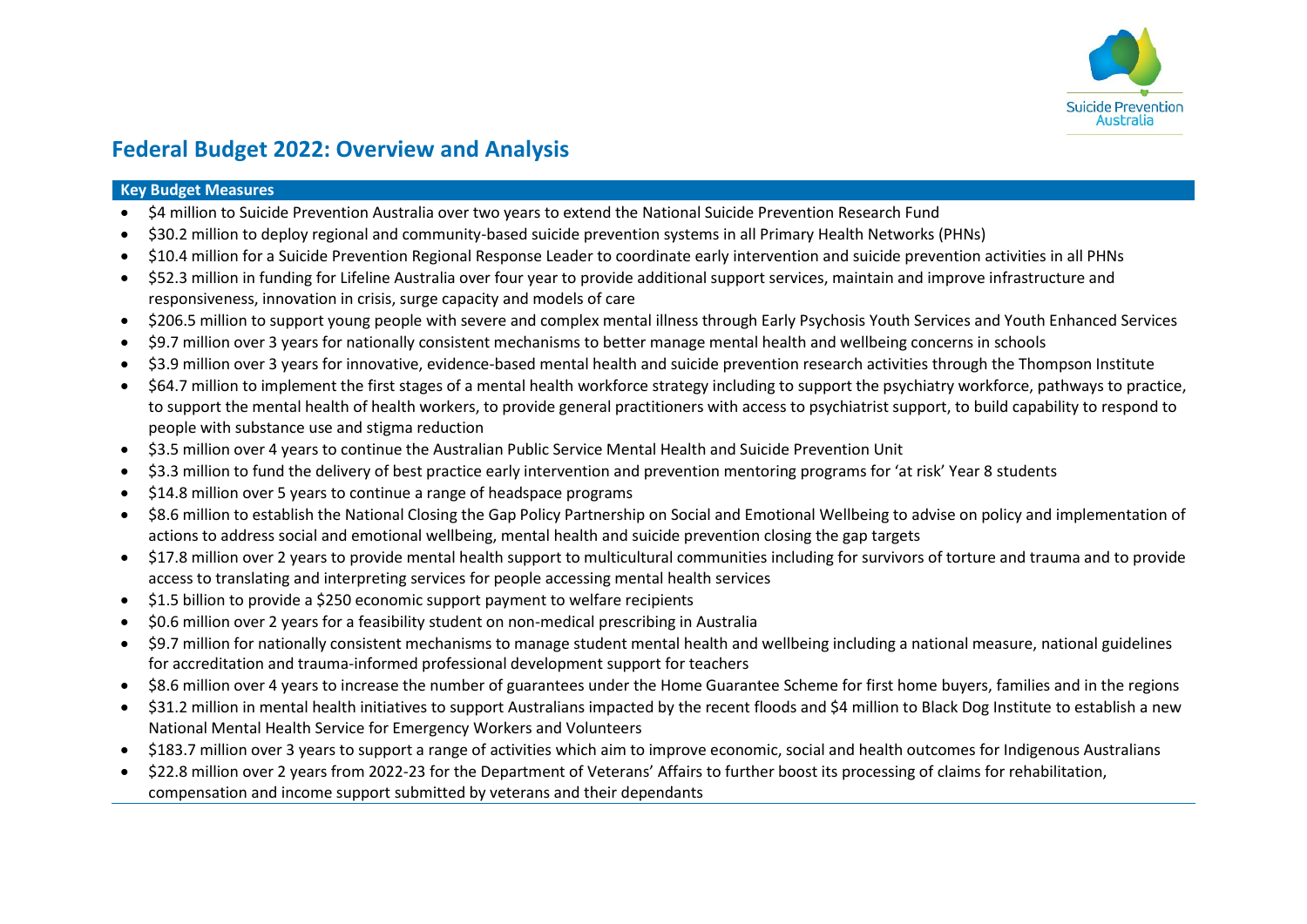## Federal Budget 2022: Overview and Analysis

**Key Budget Measures**

- $4 million to Suicide Prevention Australia over two years to extend the National Suicide Prevention Research Fund
- $30.2 million to deploy regional and community-based suicide prevention systems in all Primary Health Networks (PHNs)
- $10.4 million for a Suicide Prevention Regional Response Leader to coordinate early intervention and suicide prevention activities in all PHNs
- $52.3 million in funding for Lifeline Australia over four year to provide additional support services, maintain and improve infrastructure and responsiveness, innovation in crisis, surge capacity and models of care
- $206.5 million to support young people with severe and complex mental illness through Early Psychosis Youth Services and Youth Enhanced Services
- $9.7 million over 3 years for nationally consistent mechanisms to better manage mental health and wellbeing concerns in schools
- $3.9 million over 3 years for innovative, evidence-based mental health and suicide prevention research activities through the Thompson Institute
- $64.7 million to implement the first stages of a mental health workforce strategy including to support the psychiatry workforce, pathways to practice, to support the mental health of health workers, to provide general practitioners with access to psychiatrist support, to build capability to respond to people with substance use and stigma reduction
- $3.5 million over 4 years to continue the Australian Public Service Mental Health and Suicide Prevention Unit
- $3.3 million to fund the delivery of best practice early intervention and prevention mentoring programs for 'at risk' Year 8 students
- $14.8 million over 5 years to continue a range of headspace programs
- $8.6 million to establish the National Closing the Gap Policy Partnership on Social and Emotional Wellbeing to advise on policy and implementation of actions to address social and emotional wellbeing, mental health and suicide prevention closing the gap targets
- $17.8 million over 2 years to provide mental health support to multicultural communities including for survivors of torture and trauma and to provide access to translating and interpreting services for people accessing mental health services
- $1.5 billion to provide a $250 economic support payment to welfare recipients
- $0.6 million over 2 years for a feasibility student on non-medical prescribing in Australia
- $9.7 million for nationally consistent mechanisms to manage student mental health and wellbeing including a national measure, national guidelines for accreditation and trauma-informed professional development support for teachers
- $8.6 million over 4 years to increase the number of guarantees under the Home Guarantee Scheme for first home buyers, families and in the regions
- $31.2 million in mental health initiatives to support Australians impacted by the recent floods and $4 million to Black Dog Institute to establish a new National Mental Health Service for Emergency Workers and Volunteers
- $183.7 million over 3 years to support a range of activities which aim to improve economic, social and health outcomes for Indigenous Australians
- $22.8 million over 2 years from 2022-23 for the Department of Veterans' Affairs to further boost its processing of claims for rehabilitation, compensation and income support submitted by veterans and their dependants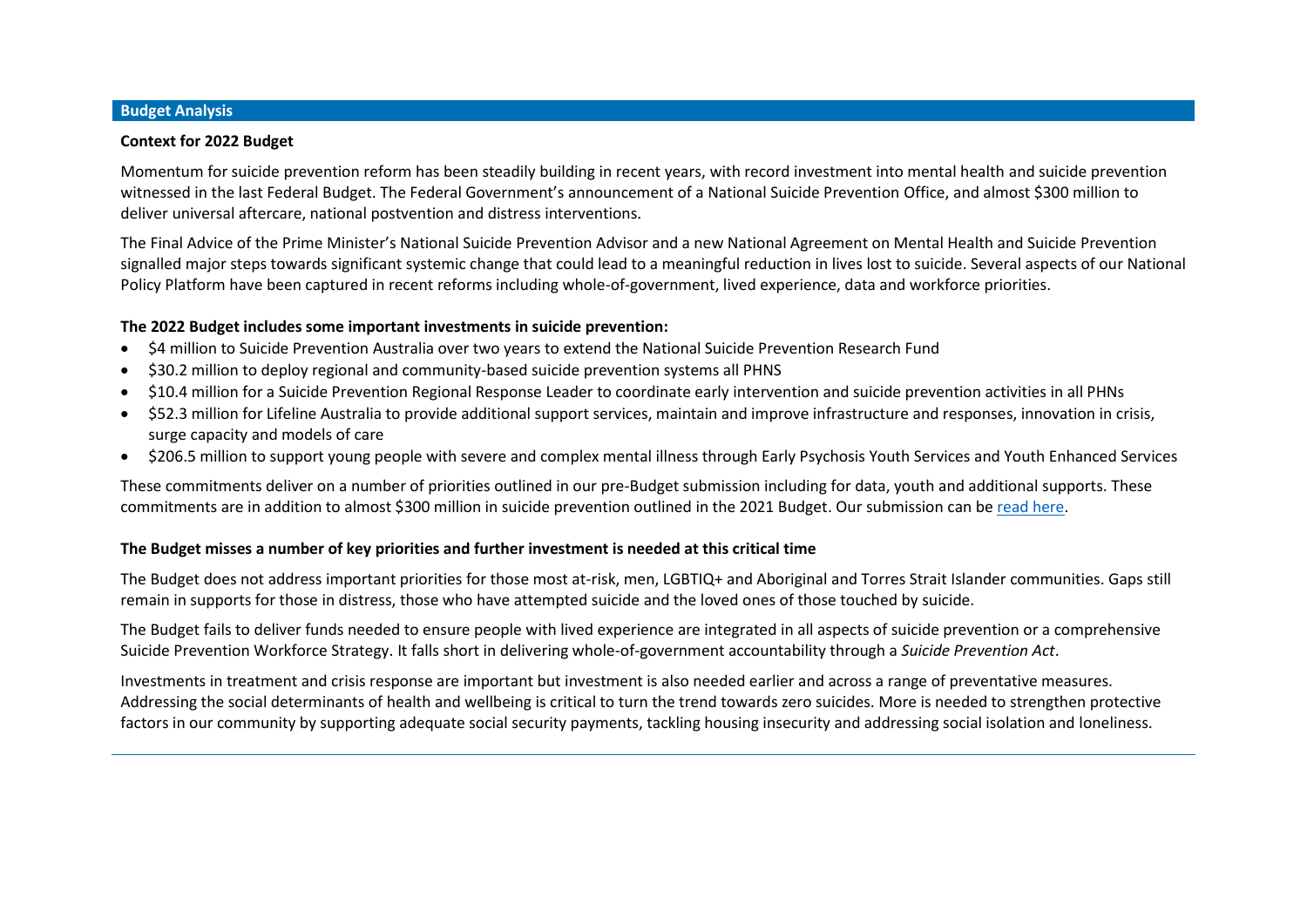## Budget Analysis

**Context for 2022 Budget**

Momentum for suicide prevention reform has been steadily building in recent years, with record investment into mental health and suicide prevention witnessed in the last Federal Budget. The Federal Government's announcement of a National Suicide Prevention Office, and almost $300 million to deliver universal aftercare, national postvention and distress interventions.

The Final Advice of the Prime Minister's National Suicide Prevention Advisor and a new National Agreement on Mental Health and Suicide Prevention signalled major steps towards significant systemic change that could lead to a meaningful reduction in lives lost to suicide. Several aspects of our National Policy Platform have been captured in recent reforms including whole-of-government, lived experience, data and workforce priorities.

**The 2022 Budget includes some important investments in suicide prevention:**

- $4 million to Suicide Prevention Australia over two years to extend the National Suicide Prevention Research Fund
- $30.2 million to deploy regional and community-based suicide prevention systems all PHNS
- $10.4 million for a Suicide Prevention Regional Response Leader to coordinate early intervention and suicide prevention activities in all PHNs
- $52.3 million for Lifeline Australia to provide additional support services, maintain and improve infrastructure and responses, innovation in crisis, surge capacity and models of care
- $206.5 million to support young people with severe and complex mental illness through Early Psychosis Youth Services and Youth Enhanced Services

These commitments deliver on a number of priorities outlined in our pre-Budget submission including for data, youth and additional supports. These commitments are in addition to almost $300 million in suicide prevention outlined in the 2021 Budget. Our submission can be [read here](#).

**The Budget misses a number of key priorities and further investment is needed at this critical time**

The Budget does not address important priorities for those most at-risk, men, LGBTIQ+ and Aboriginal and Torres Strait Islander communities. Gaps still remain in supports for those in distress, those who have attempted suicide and the loved ones of those touched by suicide.

The Budget fails to deliver funds needed to ensure people with lived experience are integrated in all aspects of suicide prevention or a comprehensive Suicide Prevention Workforce Strategy. It falls short in delivering whole-of-government accountability through a *Suicide Prevention Act*.

Investments in treatment and crisis response are important but investment is also needed earlier and across a range of preventative measures. Addressing the social determinants of health and wellbeing is critical to turn the trend towards zero suicides. More is needed to strengthen protective factors in our community by supporting adequate social security payments, tackling housing insecurity and addressing social isolation and loneliness.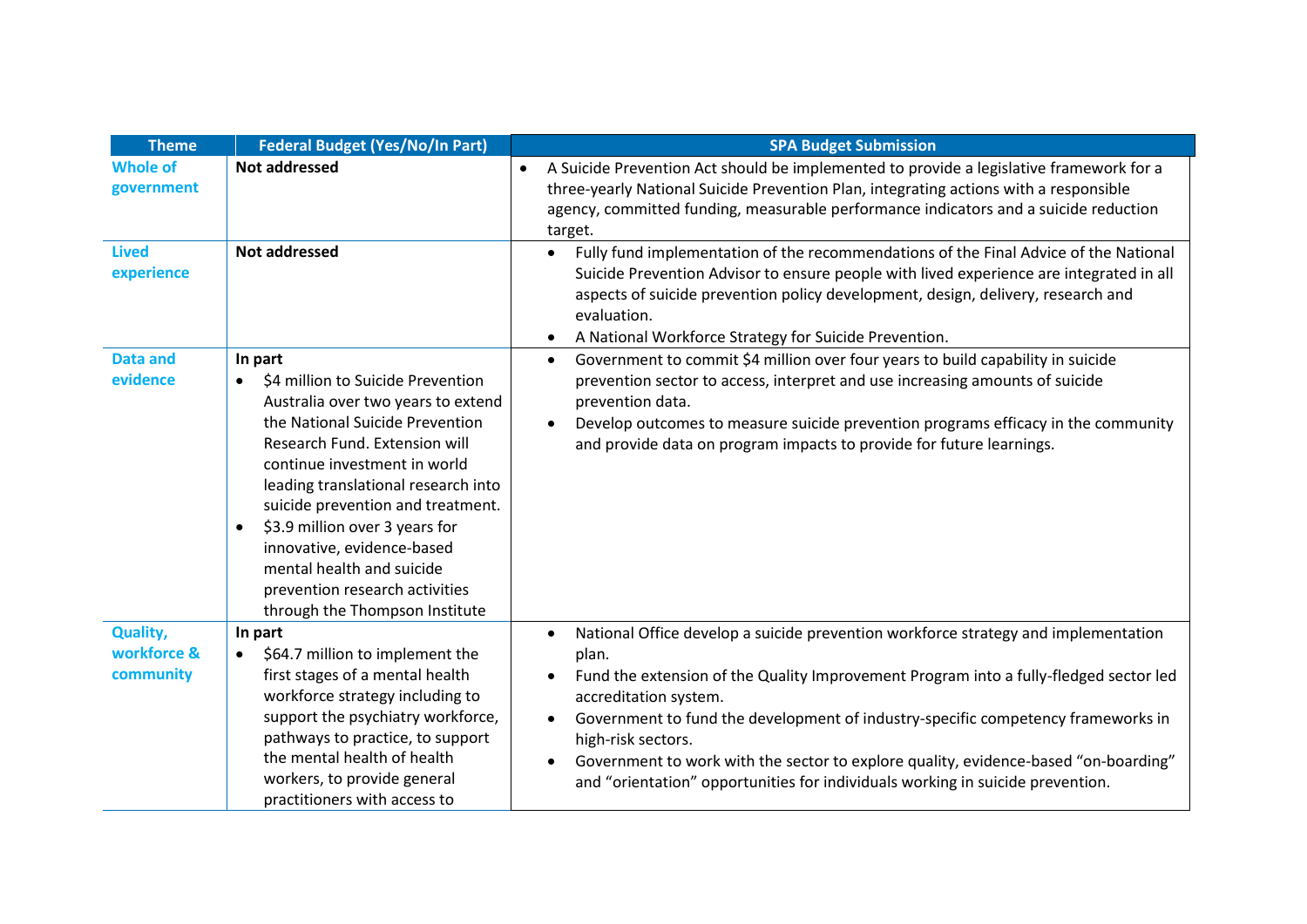| Theme | Federal Budget (Yes/No/In Part) | SPA Budget Submission |
|---|---|---|
| **Whole of government** | **Not addressed** | • A Suicide Prevention Act should be implemented to provide a legislative framework for a three-yearly National Suicide Prevention Plan, integrating actions with a responsible agency, committed funding, measurable performance indicators and a suicide reduction target. |
| **Lived experience** | **Not addressed** | • Fully fund implementation of the recommendations of the Final Advice of the National Suicide Prevention Advisor to ensure people with lived experience are integrated in all aspects of suicide prevention policy development, design, delivery, research and evaluation.<br>• A National Workforce Strategy for Suicide Prevention. |
| **Data and evidence** | **In part**<br>• $4 million to Suicide Prevention Australia over two years to extend the National Suicide Prevention Research Fund. Extension will continue investment in world leading translational research into suicide prevention and treatment.<br>• $3.9 million over 3 years for innovative, evidence-based mental health and suicide prevention research activities through the Thompson Institute | • Government to commit $4 million over four years to build capability in suicide prevention sector to access, interpret and use increasing amounts of suicide prevention data.<br>• Develop outcomes to measure suicide prevention programs efficacy in the community and provide data on program impacts to provide for future learnings. |
| **Quality, workforce & community** | **In part**<br>• $64.7 million to implement the first stages of a mental health workforce strategy including to support the psychiatry workforce, pathways to practice, to support the mental health of health workers, to provide general practitioners with access to | • National Office develop a suicide prevention workforce strategy and implementation plan.<br>• Fund the extension of the Quality Improvement Program into a fully-fledged sector led accreditation system.<br>• Government to fund the development of industry-specific competency frameworks in high-risk sectors.<br>• Government to work with the sector to explore quality, evidence-based "on-boarding" and "orientation" opportunities for individuals working in suicide prevention. |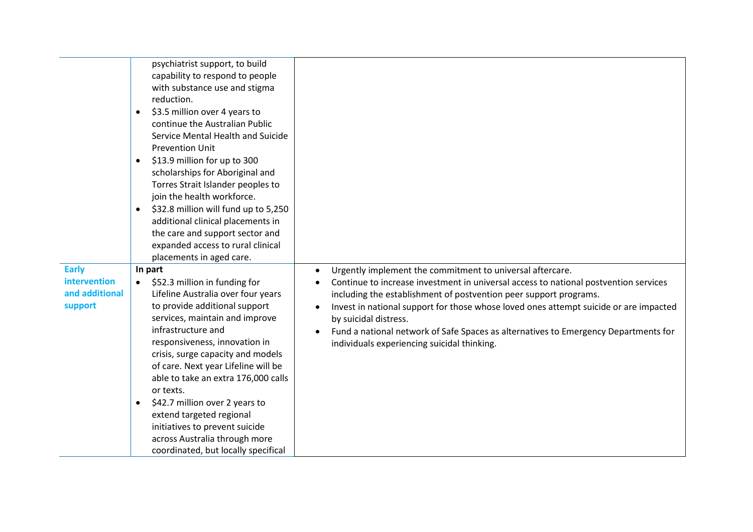| | | |
|---|---|---|
| | psychiatrist support, to build capability to respond to people with substance use and stigma reduction.<br>• $3.5 million over 4 years to continue the Australian Public Service Mental Health and Suicide Prevention Unit<br>• $13.9 million for up to 300 scholarships for Aboriginal and Torres Strait Islander peoples to join the health workforce.<br>• $32.8 million will fund up to 5,250 additional clinical placements in the care and support sector and expanded access to rural clinical placements in aged care. | |
| **Early intervention and additional support** | **In part**<br>• $52.3 million in funding for Lifeline Australia over four years to provide additional support services, maintain and improve infrastructure and responsiveness, innovation in crisis, surge capacity and models of care. Next year Lifeline will be able to take an extra 176,000 calls or texts.<br>• $42.7 million over 2 years to extend targeted regional initiatives to prevent suicide across Australia through more coordinated, but locally specifical | • Urgently implement the commitment to universal aftercare.<br>• Continue to increase investment in universal access to national postvention services including the establishment of postvention peer support programs.<br>• Invest in national support for those whose loved ones attempt suicide or are impacted by suicidal distress.<br>• Fund a national network of Safe Spaces as alternatives to Emergency Departments for individuals experiencing suicidal thinking. |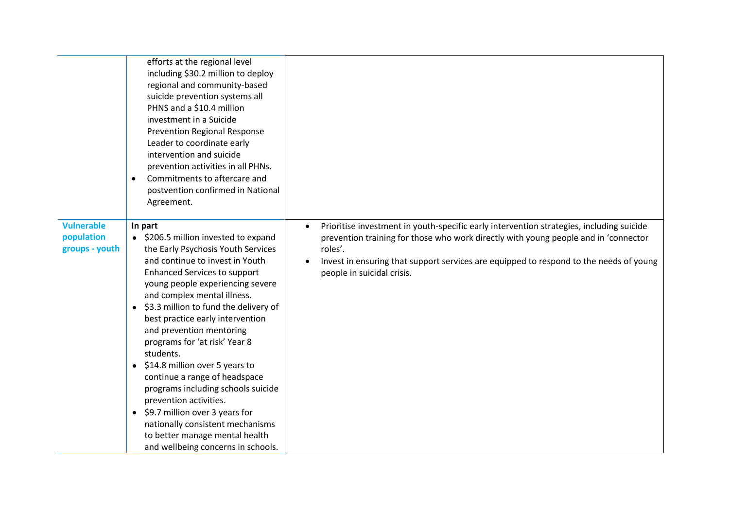| | | |
|---|---|---|
| | efforts at the regional level including $30.2 million to deploy regional and community-based suicide prevention systems all PHNS and a $10.4 million investment in a Suicide Prevention Regional Response Leader to coordinate early intervention and suicide prevention activities in all PHNs.<br>• Commitments to aftercare and postvention confirmed in National Agreement. | |
| **Vulnerable population groups - youth** | **In part**<br>• $206.5 million invested to expand the Early Psychosis Youth Services and continue to invest in Youth Enhanced Services to support young people experiencing severe and complex mental illness.<br>• $3.3 million to fund the delivery of best practice early intervention and prevention mentoring programs for 'at risk' Year 8 students.<br>• $14.8 million over 5 years to continue a range of headspace programs including schools suicide prevention activities.<br>• $9.7 million over 3 years for nationally consistent mechanisms to better manage mental health and wellbeing concerns in schools. | • Prioritise investment in youth-specific early intervention strategies, including suicide prevention training for those who work directly with young people and in 'connector roles'.<br>• Invest in ensuring that support services are equipped to respond to the needs of young people in suicidal crisis. |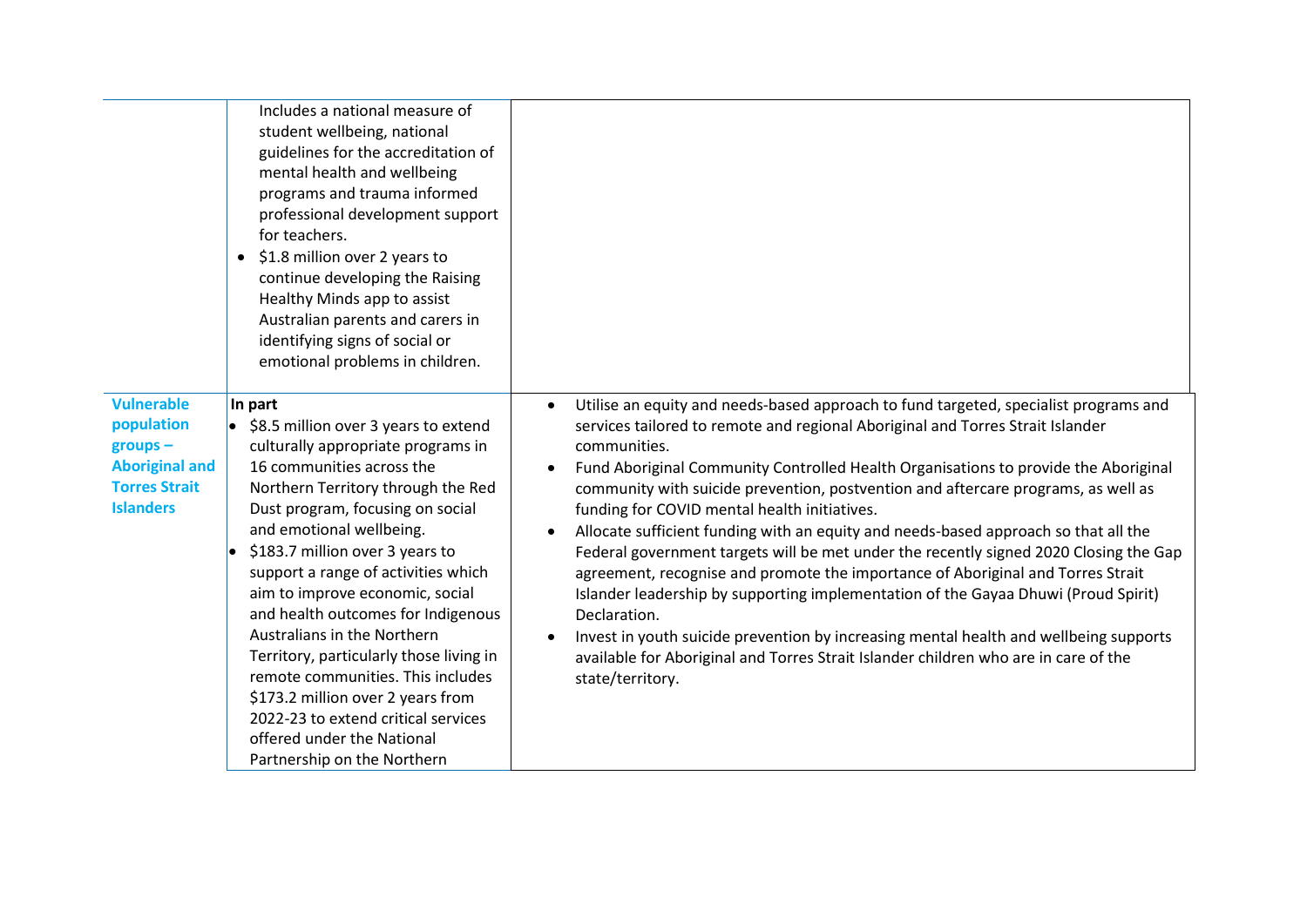| | | |
|---|---|---|
| | Includes a national measure of student wellbeing, national guidelines for the accreditation of mental health and wellbeing programs and trauma informed professional development support for teachers.<br>• $1.8 million over 2 years to continue developing the Raising Healthy Minds app to assist Australian parents and carers in identifying signs of social or emotional problems in children. | |
| **Vulnerable population groups – Aboriginal and Torres Strait Islanders** | **In part**<br>• $8.5 million over 3 years to extend culturally appropriate programs in 16 communities across the Northern Territory through the Red Dust program, focusing on social and emotional wellbeing.<br>• $183.7 million over 3 years to support a range of activities which aim to improve economic, social and health outcomes for Indigenous Australians in the Northern Territory, particularly those living in remote communities. This includes $173.2 million over 2 years from 2022-23 to extend critical services offered under the National Partnership on the Northern | • Utilise an equity and needs-based approach to fund targeted, specialist programs and services tailored to remote and regional Aboriginal and Torres Strait Islander communities.<br>• Fund Aboriginal Community Controlled Health Organisations to provide the Aboriginal community with suicide prevention, postvention and aftercare programs, as well as funding for COVID mental health initiatives.<br>• Allocate sufficient funding with an equity and needs-based approach so that all the Federal government targets will be met under the recently signed 2020 Closing the Gap agreement, recognise and promote the importance of Aboriginal and Torres Strait Islander leadership by supporting implementation of the Gayaa Dhuwi (Proud Spirit) Declaration.<br>• Invest in youth suicide prevention by increasing mental health and wellbeing supports available for Aboriginal and Torres Strait Islander children who are in care of the state/territory. |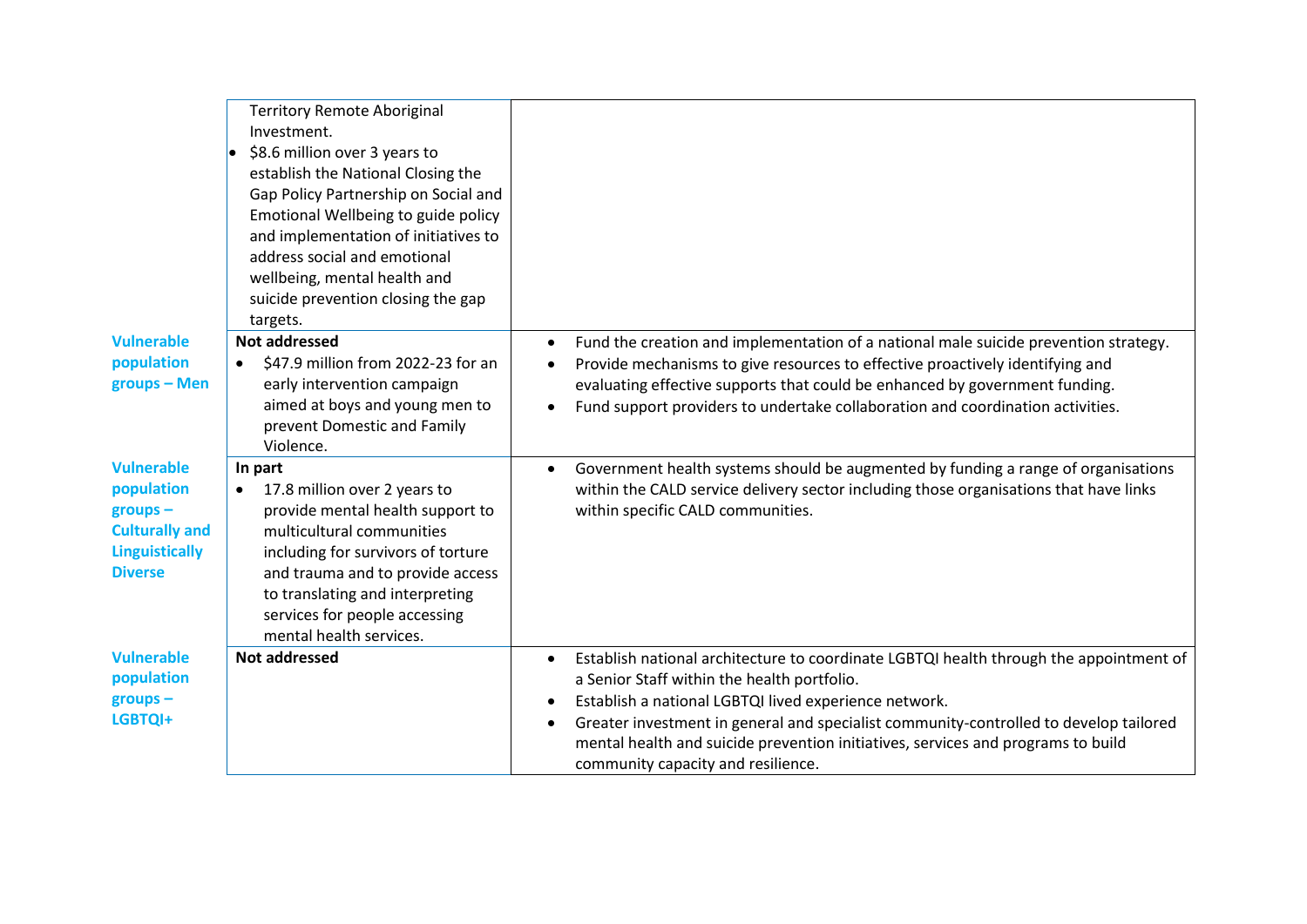| | | |
|---|---|---|
| | Territory Remote Aboriginal Investment.<br>• $8.6 million over 3 years to establish the National Closing the Gap Policy Partnership on Social and Emotional Wellbeing to guide policy and implementation of initiatives to address social and emotional wellbeing, mental health and suicide prevention closing the gap targets. | |
| **Vulnerable population groups – Men** | **Not addressed**<br>• $47.9 million from 2022-23 for an early intervention campaign aimed at boys and young men to prevent Domestic and Family Violence. | • Fund the creation and implementation of a national male suicide prevention strategy.<br>• Provide mechanisms to give resources to effective proactively identifying and evaluating effective supports that could be enhanced by government funding.<br>• Fund support providers to undertake collaboration and coordination activities. |
| **Vulnerable population groups – Culturally and Linguistically Diverse** | **In part**<br>• 17.8 million over 2 years to provide mental health support to multicultural communities including for survivors of torture and trauma and to provide access to translating and interpreting services for people accessing mental health services. | • Government health systems should be augmented by funding a range of organisations within the CALD service delivery sector including those organisations that have links within specific CALD communities. |
| **Vulnerable population groups – LGBTQI+** | **Not addressed** | • Establish national architecture to coordinate LGBTQI health through the appointment of a Senior Staff within the health portfolio.<br>• Establish a national LGBTQI lived experience network.<br>• Greater investment in general and specialist community-controlled to develop tailored mental health and suicide prevention initiatives, services and programs to build community capacity and resilience. |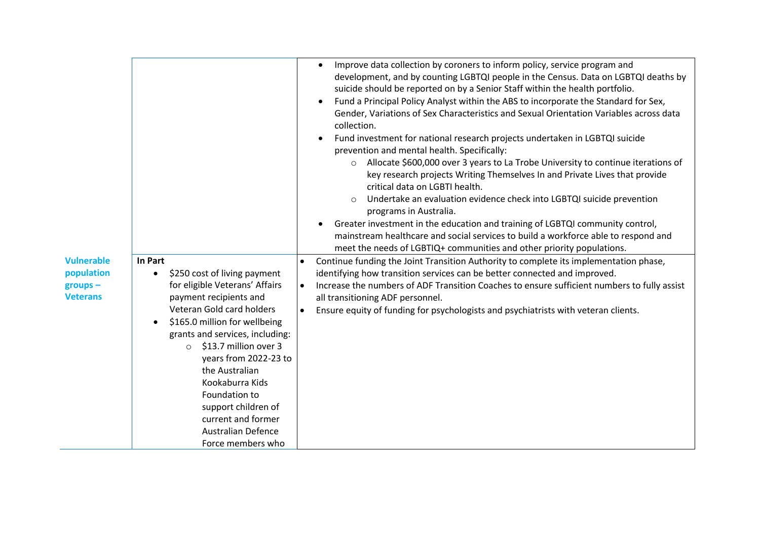| | | |
|---|---|---|
| | | • Improve data collection by coroners to inform policy, service program and development, and by counting LGBTQI people in the Census. Data on LGBTQI deaths by suicide should be reported on by a Senior Staff within the health portfolio.<br>• Fund a Principal Policy Analyst within the ABS to incorporate the Standard for Sex, Gender, Variations of Sex Characteristics and Sexual Orientation Variables across data collection.<br>• Fund investment for national research projects undertaken in LGBTQI suicide prevention and mental health. Specifically:<br>&nbsp;&nbsp;&nbsp;&nbsp;○ Allocate $600,000 over 3 years to La Trobe University to continue iterations of key research projects Writing Themselves In and Private Lives that provide critical data on LGBTI health.<br>&nbsp;&nbsp;&nbsp;&nbsp;○ Undertake an evaluation evidence check into LGBTQI suicide prevention programs in Australia.<br>• Greater investment in the education and training of LGBTQI community control, mainstream healthcare and social services to build a workforce able to respond and meet the needs of LGBTIQ+ communities and other priority populations. |
| **Vulnerable population groups – Veterans** | **In Part**<br>• $250 cost of living payment for eligible Veterans' Affairs payment recipients and Veteran Gold card holders<br>• $165.0 million for wellbeing grants and services, including:<br>&nbsp;&nbsp;&nbsp;&nbsp;○ $13.7 million over 3 years from 2022-23 to the Australian Kookaburra Kids Foundation to support children of current and former Australian Defence Force members who | • Continue funding the Joint Transition Authority to complete its implementation phase, identifying how transition services can be better connected and improved.<br>• Increase the numbers of ADF Transition Coaches to ensure sufficient numbers to fully assist all transitioning ADF personnel.<br>• Ensure equity of funding for psychologists and psychiatrists with veteran clients. |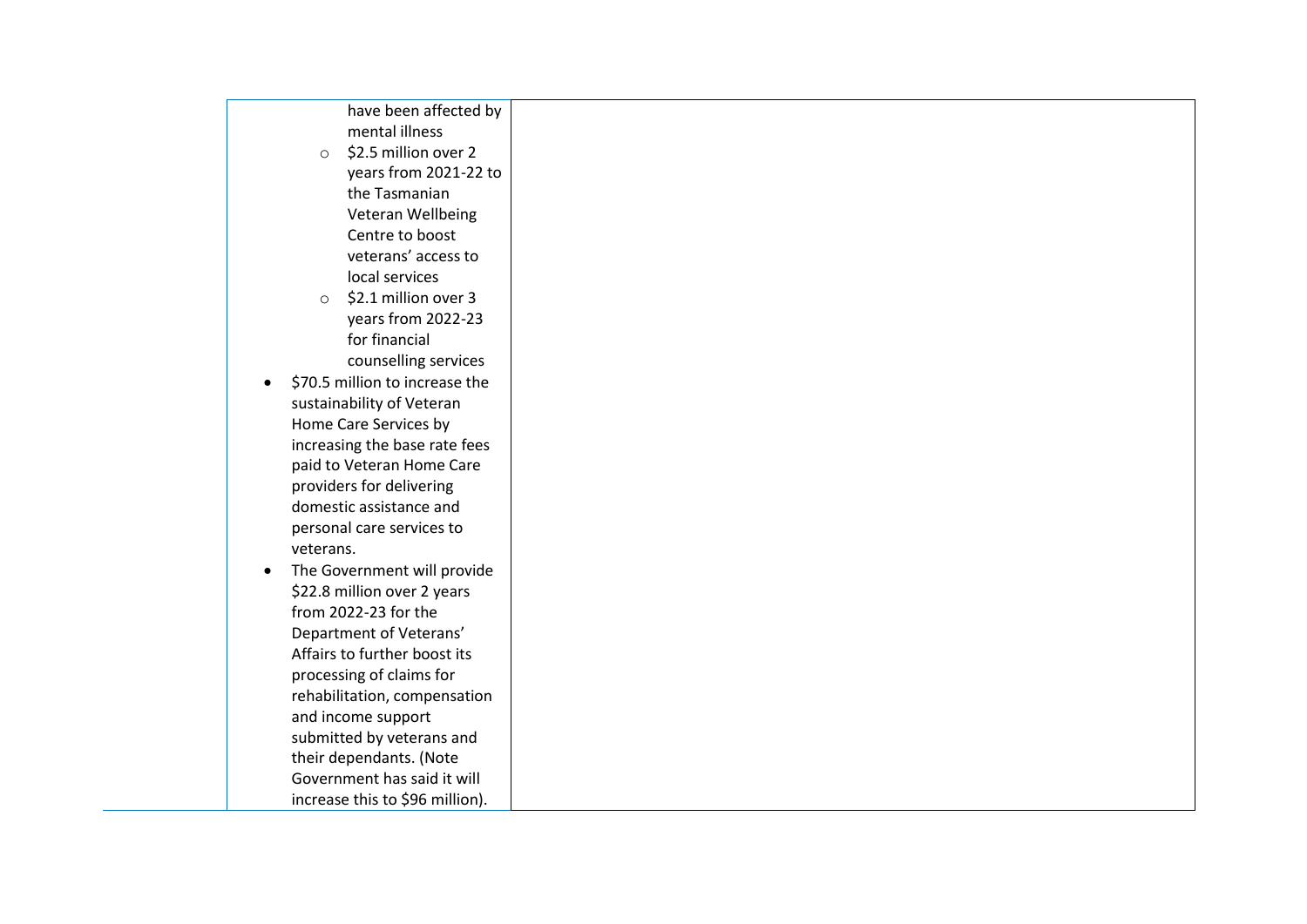| | |
|---|---|
| have been affected by mental illness<br>◦ \$2.5 million over 2 years from 2021-22 to the Tasmanian Veteran Wellbeing Centre to boost veterans' access to local services<br>◦ \$2.1 million over 3 years from 2022-23 for financial counselling services<br>• \$70.5 million to increase the sustainability of Veteran Home Care Services by increasing the base rate fees paid to Veteran Home Care providers for delivering domestic assistance and personal care services to veterans.<br>• The Government will provide \$22.8 million over 2 years from 2022-23 for the Department of Veterans' Affairs to further boost its processing of claims for rehabilitation, compensation and income support submitted by veterans and their dependants. (Note Government has said it will increase this to \$96 million). | |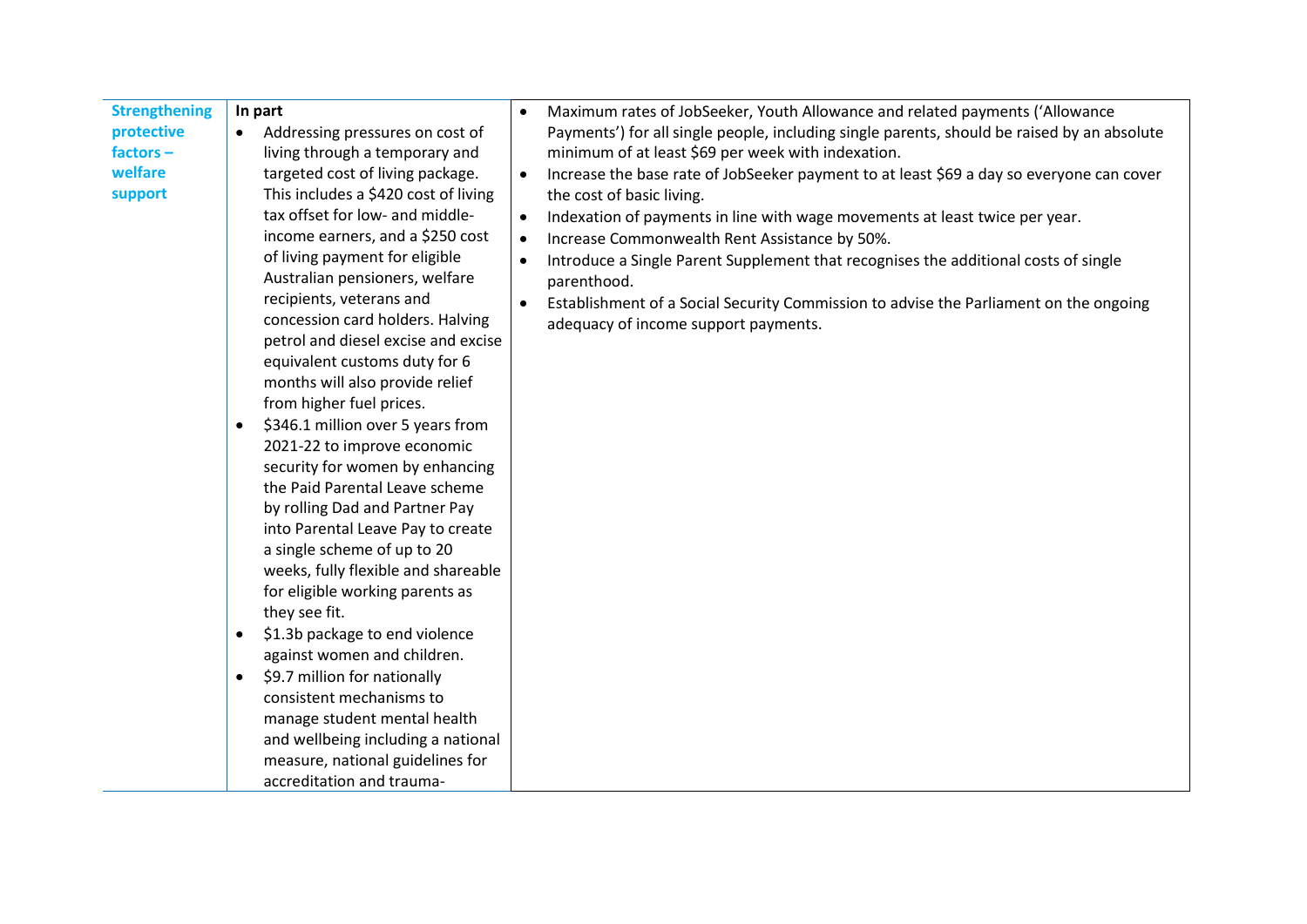| | | |
|---|---|---|
| **Strengthening protective factors – welfare support** | **In part**<br>• Addressing pressures on cost of living through a temporary and targeted cost of living package. This includes a $420 cost of living tax offset for low- and middle-income earners, and a $250 cost of living payment for eligible Australian pensioners, welfare recipients, veterans and concession card holders. Halving petrol and diesel excise and excise equivalent customs duty for 6 months will also provide relief from higher fuel prices.<br>• $346.1 million over 5 years from 2021-22 to improve economic security for women by enhancing the Paid Parental Leave scheme by rolling Dad and Partner Pay into Parental Leave Pay to create a single scheme of up to 20 weeks, fully flexible and shareable for eligible working parents as they see fit.<br>• $1.3b package to end violence against women and children.<br>• $9.7 million for nationally consistent mechanisms to manage student mental health and wellbeing including a national measure, national guidelines for accreditation and trauma- | • Maximum rates of JobSeeker, Youth Allowance and related payments ('Allowance Payments') for all single people, including single parents, should be raised by an absolute minimum of at least $69 per week with indexation.<br>• Increase the base rate of JobSeeker payment to at least $69 a day so everyone can cover the cost of basic living.<br>• Indexation of payments in line with wage movements at least twice per year.<br>• Increase Commonwealth Rent Assistance by 50%.<br>• Introduce a Single Parent Supplement that recognises the additional costs of single parenthood.<br>• Establishment of a Social Security Commission to advise the Parliament on the ongoing adequacy of income support payments. |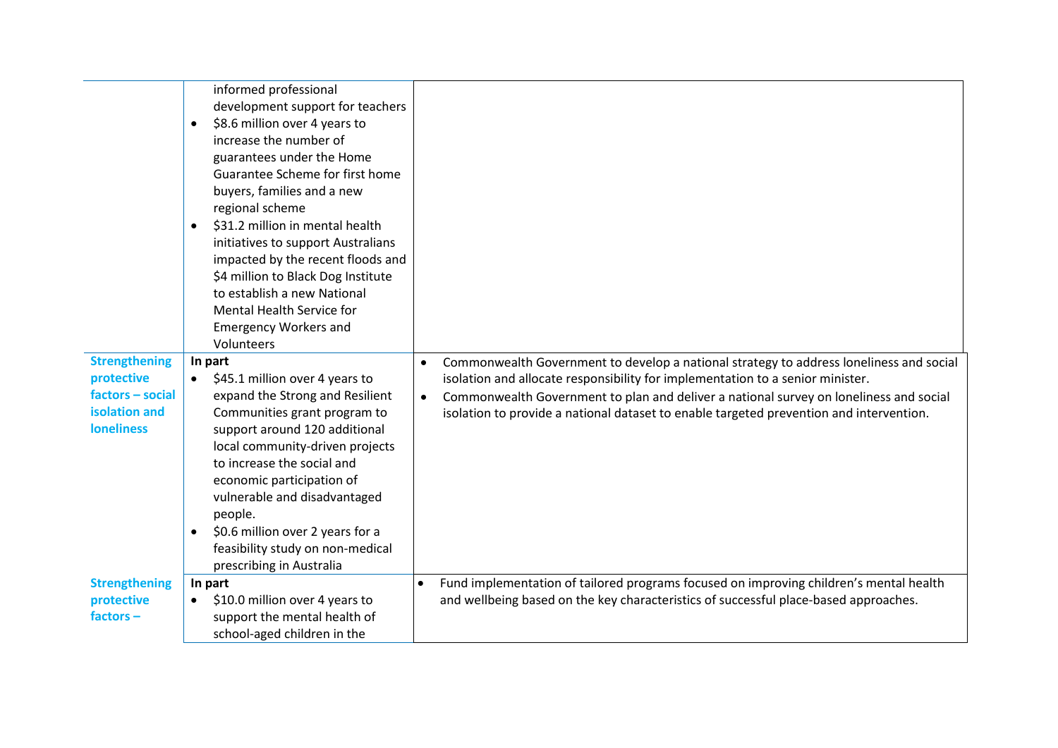| | | |
|---|---|---|
| | informed professional development support for teachers<br>• $8.6 million over 4 years to increase the number of guarantees under the Home Guarantee Scheme for first home buyers, families and a new regional scheme<br>• $31.2 million in mental health initiatives to support Australians impacted by the recent floods and $4 million to Black Dog Institute to establish a new National Mental Health Service for Emergency Workers and Volunteers | |
| **Strengthening protective factors – social isolation and loneliness** | **In part**<br>• $45.1 million over 4 years to expand the Strong and Resilient Communities grant program to support around 120 additional local community-driven projects to increase the social and economic participation of vulnerable and disadvantaged people.<br>• $0.6 million over 2 years for a feasibility study on non-medical prescribing in Australia | • Commonwealth Government to develop a national strategy to address loneliness and social isolation and allocate responsibility for implementation to a senior minister.<br>• Commonwealth Government to plan and deliver a national survey on loneliness and social isolation to provide a national dataset to enable targeted prevention and intervention. |
| **Strengthening protective factors –** | **In part**<br>• $10.0 million over 4 years to support the mental health of school-aged children in the | • Fund implementation of tailored programs focused on improving children's mental health and wellbeing based on the key characteristics of successful place-based approaches. |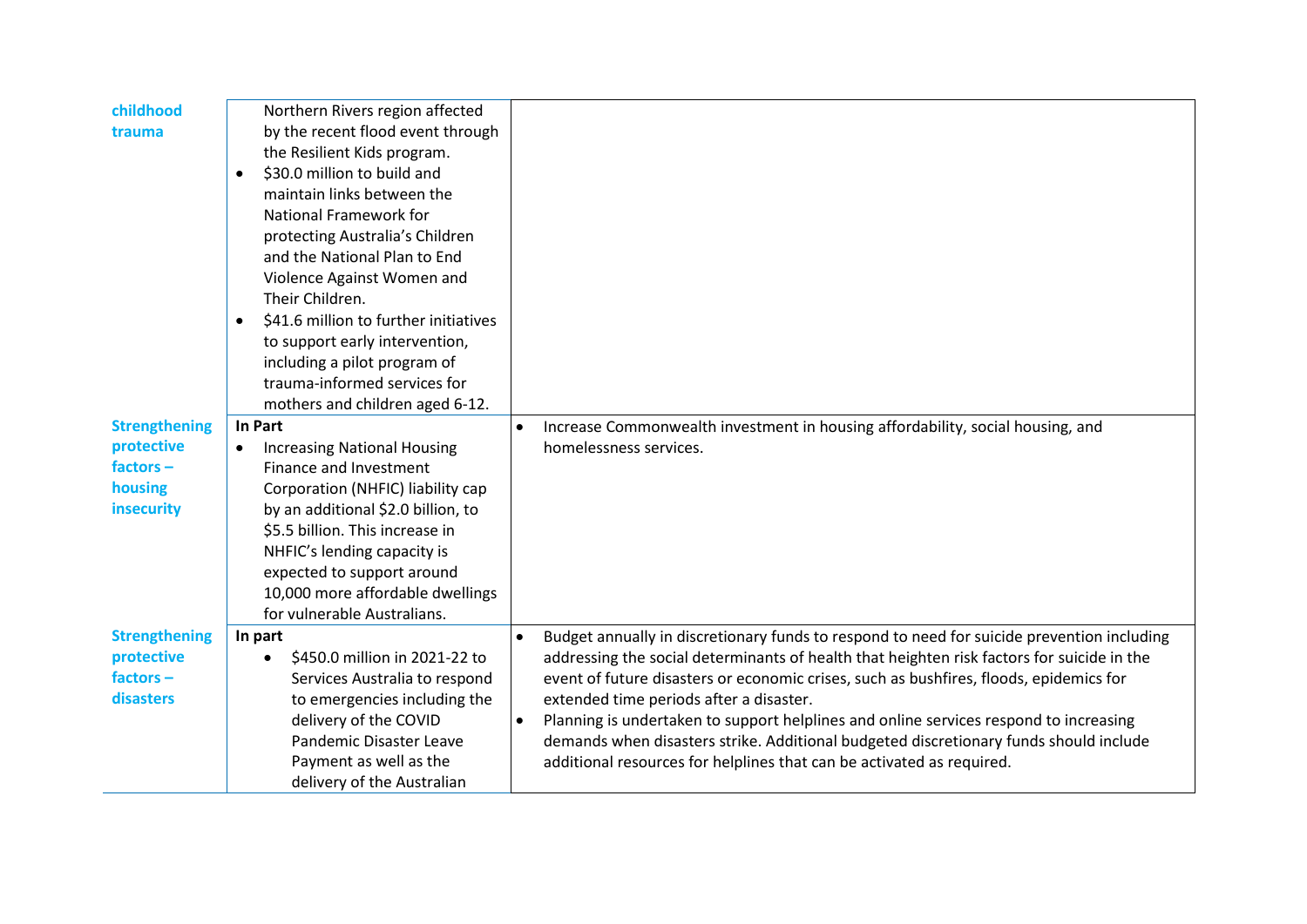| | | |
|---|---|---|
| **childhood trauma** | Northern Rivers region affected by the recent flood event through the Resilient Kids program.<br>• $30.0 million to build and maintain links between the National Framework for protecting Australia's Children and the National Plan to End Violence Against Women and Their Children.<br>• $41.6 million to further initiatives to support early intervention, including a pilot program of trauma-informed services for mothers and children aged 6-12. | |
| **Strengthening protective factors – housing insecurity** | **In Part**<br>• Increasing National Housing Finance and Investment Corporation (NHFIC) liability cap by an additional $2.0 billion, to $5.5 billion. This increase in NHFIC's lending capacity is expected to support around 10,000 more affordable dwellings for vulnerable Australians. | • Increase Commonwealth investment in housing affordability, social housing, and homelessness services. |
| **Strengthening protective factors – disasters** | **In part**<br>• $450.0 million in 2021-22 to Services Australia to respond to emergencies including the delivery of the COVID Pandemic Disaster Leave Payment as well as the delivery of the Australian | • Budget annually in discretionary funds to respond to need for suicide prevention including addressing the social determinants of health that heighten risk factors for suicide in the event of future disasters or economic crises, such as bushfires, floods, epidemics for extended time periods after a disaster.<br>• Planning is undertaken to support helplines and online services respond to increasing demands when disasters strike. Additional budgeted discretionary funds should include additional resources for helplines that can be activated as required. |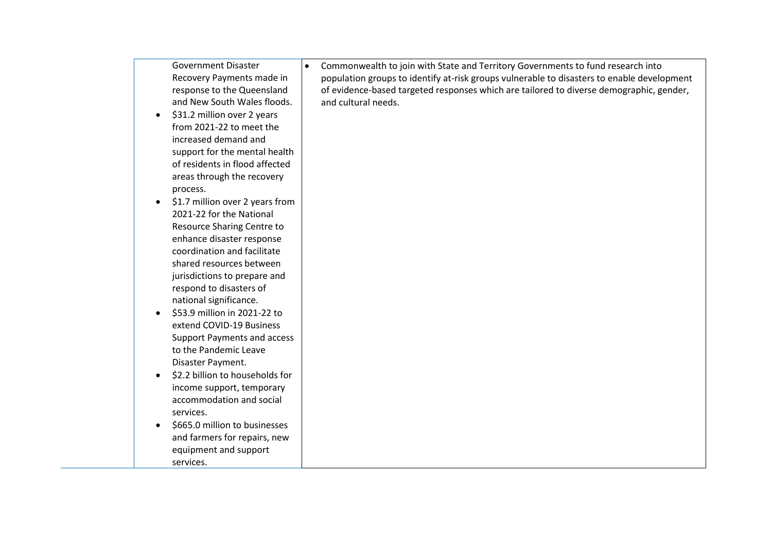| | | |
|---|---|---|
| | Government Disaster Recovery Payments made in response to the Queensland and New South Wales floods.<br>• $31.2 million over 2 years from 2021-22 to meet the increased demand and support for the mental health of residents in flood affected areas through the recovery process.<br>• $1.7 million over 2 years from 2021-22 for the National Resource Sharing Centre to enhance disaster response coordination and facilitate shared resources between jurisdictions to prepare and respond to disasters of national significance.<br>• $53.9 million in 2021-22 to extend COVID-19 Business Support Payments and access to the Pandemic Leave Disaster Payment.<br>• $2.2 billion to households for income support, temporary accommodation and social services.<br>• $665.0 million to businesses and farmers for repairs, new equipment and support services. | • Commonwealth to join with State and Territory Governments to fund research into population groups to identify at-risk groups vulnerable to disasters to enable development of evidence-based targeted responses which are tailored to diverse demographic, gender, and cultural needs. |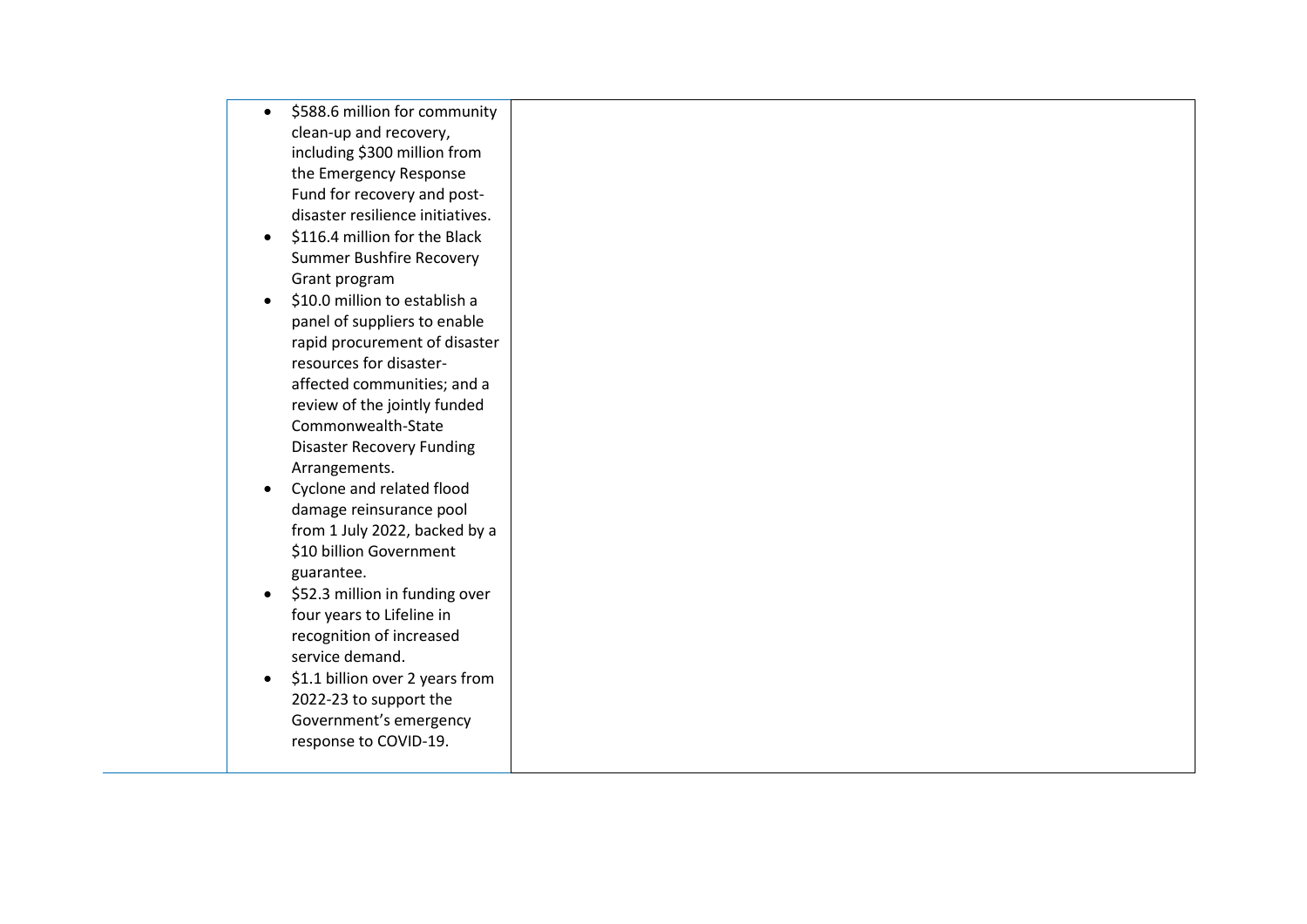| | | |
|---|---|---|
| | • $588.6 million for community clean-up and recovery, including $300 million from the Emergency Response Fund for recovery and post-disaster resilience initiatives.<br>• $116.4 million for the Black Summer Bushfire Recovery Grant program<br>• $10.0 million to establish a panel of suppliers to enable rapid procurement of disaster resources for disaster-affected communities; and a review of the jointly funded Commonwealth-State Disaster Recovery Funding Arrangements.<br>• Cyclone and related flood damage reinsurance pool from 1 July 2022, backed by a $10 billion Government guarantee.<br>• $52.3 million in funding over four years to Lifeline in recognition of increased service demand.<br>• $1.1 billion over 2 years from 2022-23 to support the Government's emergency response to COVID-19. | |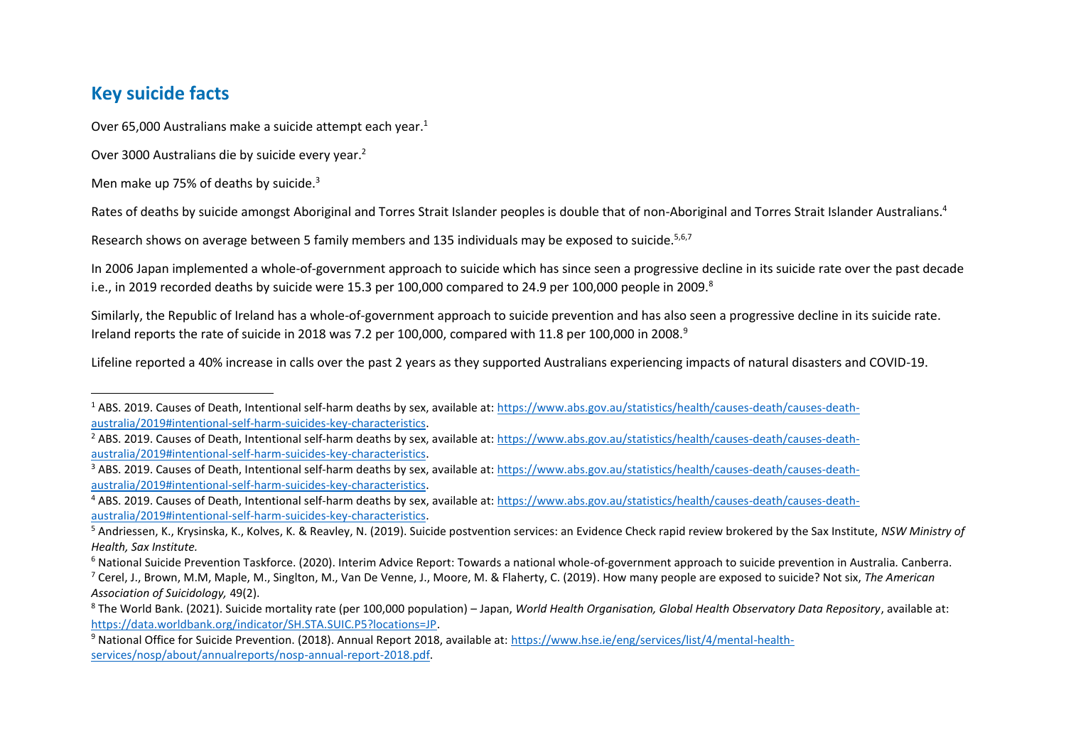## Key suicide facts

Over 65,000 Australians make a suicide attempt each year.[1]

Over 3000 Australians die by suicide every year.[2]

Men make up 75% of deaths by suicide.[3]

Rates of deaths by suicide amongst Aboriginal and Torres Strait Islander peoples is double that of non-Aboriginal and Torres Strait Islander Australians.[4]

Research shows on average between 5 family members and 135 individuals may be exposed to suicide.[5,6,7]

In 2006 Japan implemented a whole-of-government approach to suicide which has since seen a progressive decline in its suicide rate over the past decade i.e., in 2019 recorded deaths by suicide were 15.3 per 100,000 compared to 24.9 per 100,000 people in 2009.[8]

Similarly, the Republic of Ireland has a whole-of-government approach to suicide prevention and has also seen a progressive decline in its suicide rate. Ireland reports the rate of suicide in 2018 was 7.2 per 100,000, compared with 11.8 per 100,000 in 2008.[9]

Lifeline reported a 40% increase in calls over the past 2 years as they supported Australians experiencing impacts of natural disasters and COVID-19.

---

[1] ABS. 2019. Causes of Death, Intentional self-harm deaths by sex, available at: https://www.abs.gov.au/statistics/health/causes-death/causes-death-australia/2019#intentional-self-harm-suicides-key-characteristics.

[2] ABS. 2019. Causes of Death, Intentional self-harm deaths by sex, available at: https://www.abs.gov.au/statistics/health/causes-death/causes-death-australia/2019#intentional-self-harm-suicides-key-characteristics.

[3] ABS. 2019. Causes of Death, Intentional self-harm deaths by sex, available at: https://www.abs.gov.au/statistics/health/causes-death/causes-death-australia/2019#intentional-self-harm-suicides-key-characteristics.

[4] ABS. 2019. Causes of Death, Intentional self-harm deaths by sex, available at: https://www.abs.gov.au/statistics/health/causes-death/causes-death-australia/2019#intentional-self-harm-suicides-key-characteristics.

[5] Andriessen, K., Krysinska, K., Kolves, K. & Reavley, N. (2019). Suicide postvention services: an Evidence Check rapid review brokered by the Sax Institute, *NSW Ministry of Health, Sax Institute.*

[6] National Suicide Prevention Taskforce. (2020). Interim Advice Report: Towards a national whole-of-government approach to suicide prevention in Australia. Canberra.

[7] Cerel, J., Brown, M.M, Maple, M., Singlton, M., Van De Venne, J., Moore, M. & Flaherty, C. (2019). How many people are exposed to suicide? Not six, *The American Association of Suicidology,* 49(2).

[8] The World Bank. (2021). Suicide mortality rate (per 100,000 population) – Japan, *World Health Organisation, Global Health Observatory Data Repository*, available at: https://data.worldbank.org/indicator/SH.STA.SUIC.P5?locations=JP.

[9] National Office for Suicide Prevention. (2018). Annual Report 2018, available at: https://www.hse.ie/eng/services/list/4/mental-health-services/nosp/about/annualreports/nosp-annual-report-2018.pdf.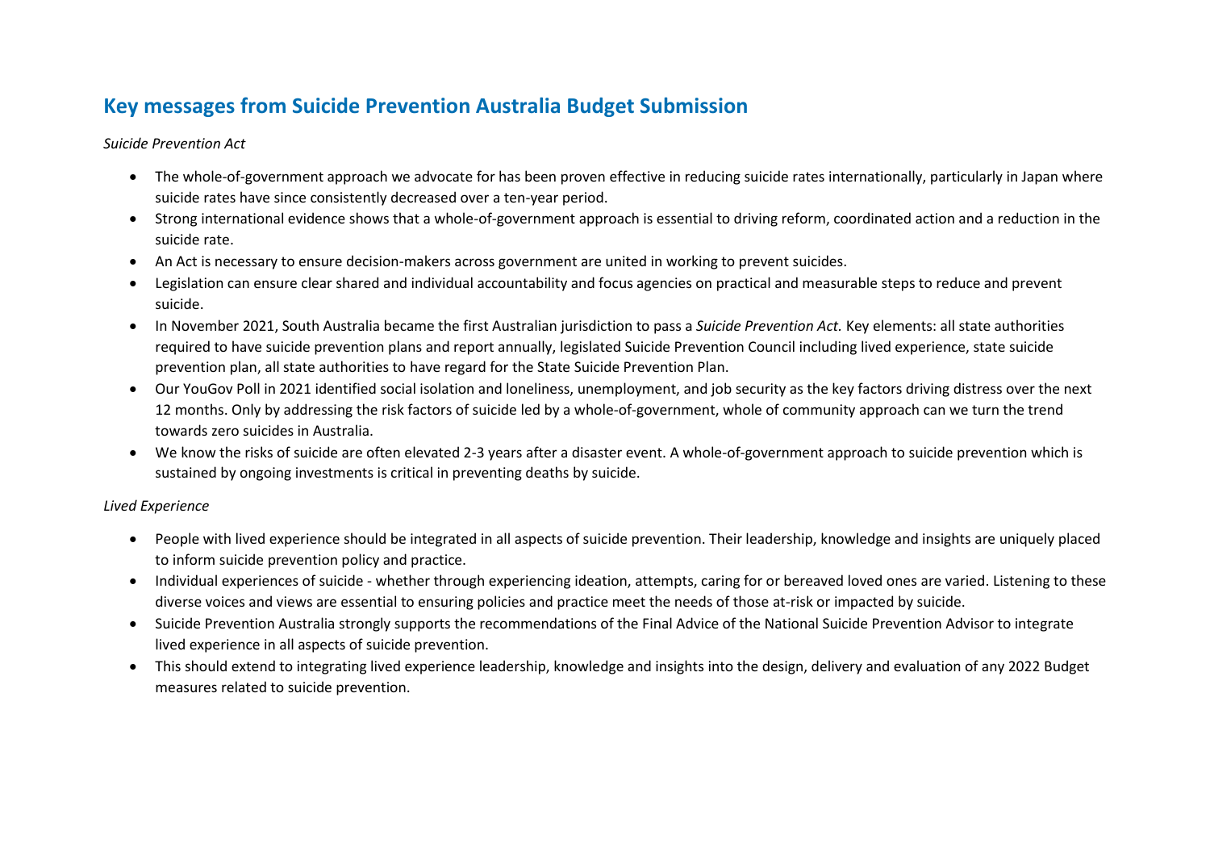## Key messages from Suicide Prevention Australia Budget Submission

*Suicide Prevention Act*

- The whole-of-government approach we advocate for has been proven effective in reducing suicide rates internationally, particularly in Japan where suicide rates have since consistently decreased over a ten-year period.
- Strong international evidence shows that a whole-of-government approach is essential to driving reform, coordinated action and a reduction in the suicide rate.
- An Act is necessary to ensure decision-makers across government are united in working to prevent suicides.
- Legislation can ensure clear shared and individual accountability and focus agencies on practical and measurable steps to reduce and prevent suicide.
- In November 2021, South Australia became the first Australian jurisdiction to pass a *Suicide Prevention Act.* Key elements: all state authorities required to have suicide prevention plans and report annually, legislated Suicide Prevention Council including lived experience, state suicide prevention plan, all state authorities to have regard for the State Suicide Prevention Plan.
- Our YouGov Poll in 2021 identified social isolation and loneliness, unemployment, and job security as the key factors driving distress over the next 12 months. Only by addressing the risk factors of suicide led by a whole-of-government, whole of community approach can we turn the trend towards zero suicides in Australia.
- We know the risks of suicide are often elevated 2-3 years after a disaster event. A whole-of-government approach to suicide prevention which is sustained by ongoing investments is critical in preventing deaths by suicide.

*Lived Experience*

- People with lived experience should be integrated in all aspects of suicide prevention. Their leadership, knowledge and insights are uniquely placed to inform suicide prevention policy and practice.
- Individual experiences of suicide - whether through experiencing ideation, attempts, caring for or bereaved loved ones are varied. Listening to these diverse voices and views are essential to ensuring policies and practice meet the needs of those at-risk or impacted by suicide.
- Suicide Prevention Australia strongly supports the recommendations of the Final Advice of the National Suicide Prevention Advisor to integrate lived experience in all aspects of suicide prevention.
- This should extend to integrating lived experience leadership, knowledge and insights into the design, delivery and evaluation of any 2022 Budget measures related to suicide prevention.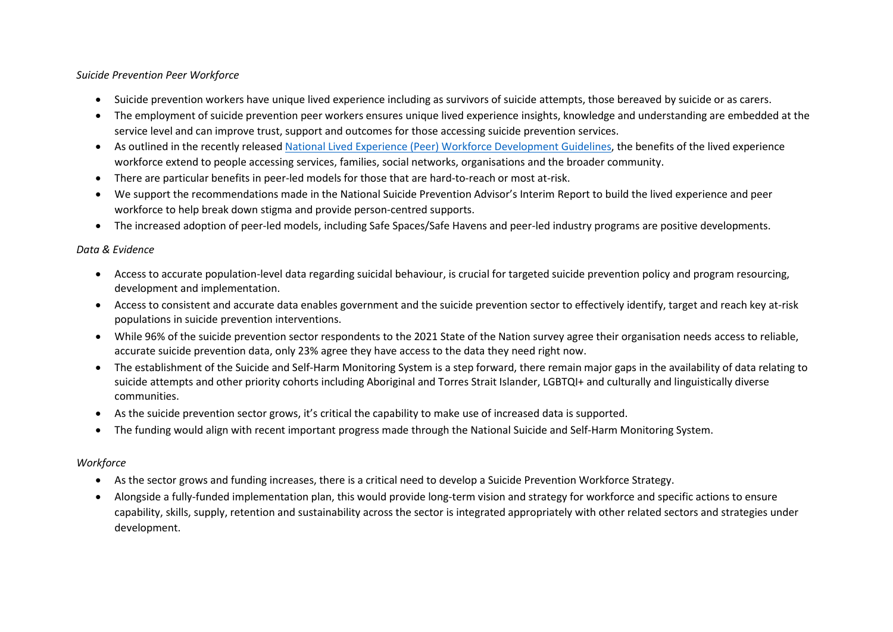*Suicide Prevention Peer Workforce*

- Suicide prevention workers have unique lived experience including as survivors of suicide attempts, those bereaved by suicide or as carers.
- The employment of suicide prevention peer workers ensures unique lived experience insights, knowledge and understanding are embedded at the service level and can improve trust, support and outcomes for those accessing suicide prevention services.
- As outlined in the recently released National Lived Experience (Peer) Workforce Development Guidelines, the benefits of the lived experience workforce extend to people accessing services, families, social networks, organisations and the broader community.
- There are particular benefits in peer-led models for those that are hard-to-reach or most at-risk.
- We support the recommendations made in the National Suicide Prevention Advisor's Interim Report to build the lived experience and peer workforce to help break down stigma and provide person-centred supports.
- The increased adoption of peer-led models, including Safe Spaces/Safe Havens and peer-led industry programs are positive developments.

*Data & Evidence*

- Access to accurate population-level data regarding suicidal behaviour, is crucial for targeted suicide prevention policy and program resourcing, development and implementation.
- Access to consistent and accurate data enables government and the suicide prevention sector to effectively identify, target and reach key at-risk populations in suicide prevention interventions.
- While 96% of the suicide prevention sector respondents to the 2021 State of the Nation survey agree their organisation needs access to reliable, accurate suicide prevention data, only 23% agree they have access to the data they need right now.
- The establishment of the Suicide and Self-Harm Monitoring System is a step forward, there remain major gaps in the availability of data relating to suicide attempts and other priority cohorts including Aboriginal and Torres Strait Islander, LGBTQI+ and culturally and linguistically diverse communities.
- As the suicide prevention sector grows, it's critical the capability to make use of increased data is supported.
- The funding would align with recent important progress made through the National Suicide and Self-Harm Monitoring System.

*Workforce*

- As the sector grows and funding increases, there is a critical need to develop a Suicide Prevention Workforce Strategy.
- Alongside a fully-funded implementation plan, this would provide long-term vision and strategy for workforce and specific actions to ensure capability, skills, supply, retention and sustainability across the sector is integrated appropriately with other related sectors and strategies under development.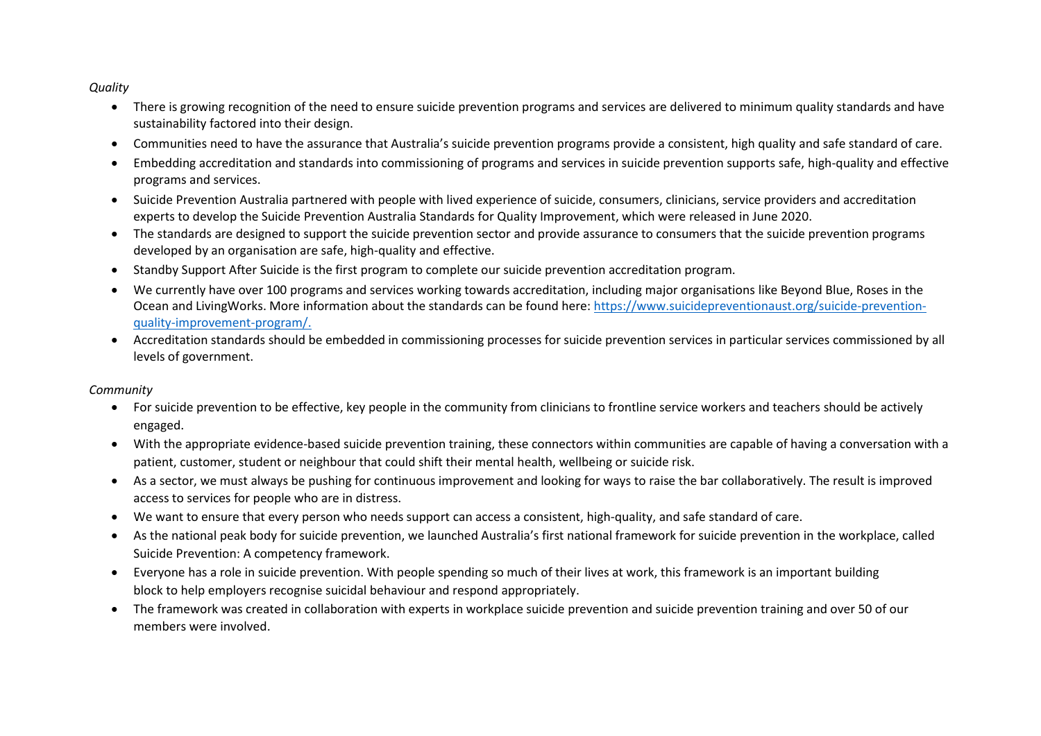*Quality*

- There is growing recognition of the need to ensure suicide prevention programs and services are delivered to minimum quality standards and have sustainability factored into their design.
- Communities need to have the assurance that Australia's suicide prevention programs provide a consistent, high quality and safe standard of care.
- Embedding accreditation and standards into commissioning of programs and services in suicide prevention supports safe, high-quality and effective programs and services.
- Suicide Prevention Australia partnered with people with lived experience of suicide, consumers, clinicians, service providers and accreditation experts to develop the Suicide Prevention Australia Standards for Quality Improvement, which were released in June 2020.
- The standards are designed to support the suicide prevention sector and provide assurance to consumers that the suicide prevention programs developed by an organisation are safe, high-quality and effective.
- Standby Support After Suicide is the first program to complete our suicide prevention accreditation program.
- We currently have over 100 programs and services working towards accreditation, including major organisations like Beyond Blue, Roses in the Ocean and LivingWorks. More information about the standards can be found here: [https://www.suicidepreventionaust.org/suicide-prevention-quality-improvement-program/.](https://www.suicidepreventionaust.org/suicide-prevention-quality-improvement-program/)
- Accreditation standards should be embedded in commissioning processes for suicide prevention services in particular services commissioned by all levels of government.

*Community*

- For suicide prevention to be effective, key people in the community from clinicians to frontline service workers and teachers should be actively engaged.
- With the appropriate evidence-based suicide prevention training, these connectors within communities are capable of having a conversation with a patient, customer, student or neighbour that could shift their mental health, wellbeing or suicide risk.
- As a sector, we must always be pushing for continuous improvement and looking for ways to raise the bar collaboratively. The result is improved access to services for people who are in distress.
- We want to ensure that every person who needs support can access a consistent, high-quality, and safe standard of care.
- As the national peak body for suicide prevention, we launched Australia's first national framework for suicide prevention in the workplace, called Suicide Prevention: A competency framework.
- Everyone has a role in suicide prevention. With people spending so much of their lives at work, this framework is an important building block to help employers recognise suicidal behaviour and respond appropriately.
- The framework was created in collaboration with experts in workplace suicide prevention and suicide prevention training and over 50 of our members were involved.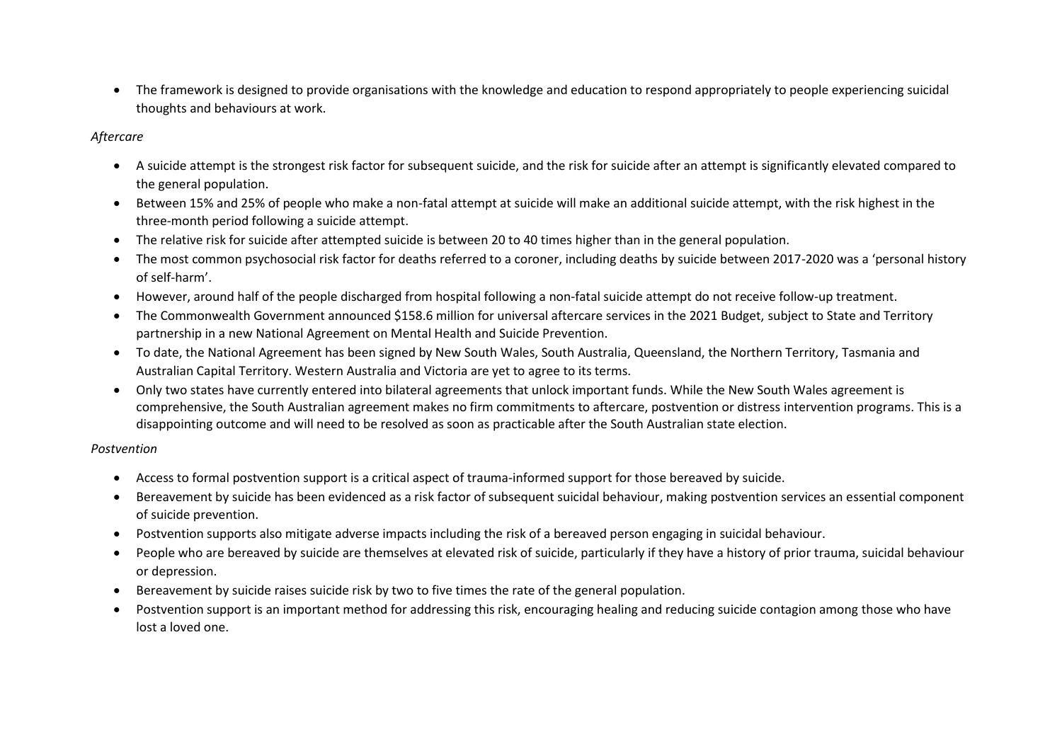- The framework is designed to provide organisations with the knowledge and education to respond appropriately to people experiencing suicidal thoughts and behaviours at work.

*Aftercare*

- A suicide attempt is the strongest risk factor for subsequent suicide, and the risk for suicide after an attempt is significantly elevated compared to the general population.
- Between 15% and 25% of people who make a non-fatal attempt at suicide will make an additional suicide attempt, with the risk highest in the three-month period following a suicide attempt.
- The relative risk for suicide after attempted suicide is between 20 to 40 times higher than in the general population.
- The most common psychosocial risk factor for deaths referred to a coroner, including deaths by suicide between 2017-2020 was a 'personal history of self-harm'.
- However, around half of the people discharged from hospital following a non-fatal suicide attempt do not receive follow-up treatment.
- The Commonwealth Government announced $158.6 million for universal aftercare services in the 2021 Budget, subject to State and Territory partnership in a new National Agreement on Mental Health and Suicide Prevention.
- To date, the National Agreement has been signed by New South Wales, South Australia, Queensland, the Northern Territory, Tasmania and Australian Capital Territory. Western Australia and Victoria are yet to agree to its terms.
- Only two states have currently entered into bilateral agreements that unlock important funds. While the New South Wales agreement is comprehensive, the South Australian agreement makes no firm commitments to aftercare, postvention or distress intervention programs. This is a disappointing outcome and will need to be resolved as soon as practicable after the South Australian state election.

*Postvention*

- Access to formal postvention support is a critical aspect of trauma-informed support for those bereaved by suicide.
- Bereavement by suicide has been evidenced as a risk factor of subsequent suicidal behaviour, making postvention services an essential component of suicide prevention.
- Postvention supports also mitigate adverse impacts including the risk of a bereaved person engaging in suicidal behaviour.
- People who are bereaved by suicide are themselves at elevated risk of suicide, particularly if they have a history of prior trauma, suicidal behaviour or depression.
- Bereavement by suicide raises suicide risk by two to five times the rate of the general population.
- Postvention support is an important method for addressing this risk, encouraging healing and reducing suicide contagion among those who have lost a loved one.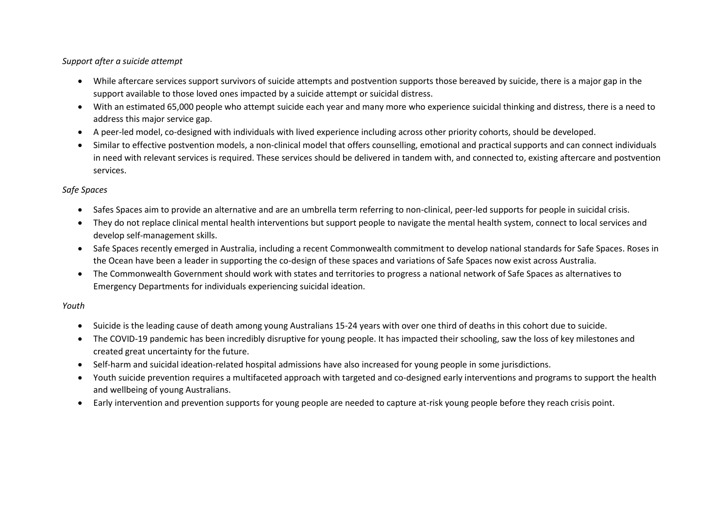*Support after a suicide attempt*

- While aftercare services support survivors of suicide attempts and postvention supports those bereaved by suicide, there is a major gap in the support available to those loved ones impacted by a suicide attempt or suicidal distress.
- With an estimated 65,000 people who attempt suicide each year and many more who experience suicidal thinking and distress, there is a need to address this major service gap.
- A peer-led model, co-designed with individuals with lived experience including across other priority cohorts, should be developed.
- Similar to effective postvention models, a non-clinical model that offers counselling, emotional and practical supports and can connect individuals in need with relevant services is required. These services should be delivered in tandem with, and connected to, existing aftercare and postvention services.

*Safe Spaces*

- Safes Spaces aim to provide an alternative and are an umbrella term referring to non-clinical, peer-led supports for people in suicidal crisis.
- They do not replace clinical mental health interventions but support people to navigate the mental health system, connect to local services and develop self-management skills.
- Safe Spaces recently emerged in Australia, including a recent Commonwealth commitment to develop national standards for Safe Spaces. Roses in the Ocean have been a leader in supporting the co-design of these spaces and variations of Safe Spaces now exist across Australia.
- The Commonwealth Government should work with states and territories to progress a national network of Safe Spaces as alternatives to Emergency Departments for individuals experiencing suicidal ideation.

*Youth*

- Suicide is the leading cause of death among young Australians 15-24 years with over one third of deaths in this cohort due to suicide.
- The COVID-19 pandemic has been incredibly disruptive for young people. It has impacted their schooling, saw the loss of key milestones and created great uncertainty for the future.
- Self-harm and suicidal ideation-related hospital admissions have also increased for young people in some jurisdictions.
- Youth suicide prevention requires a multifaceted approach with targeted and co-designed early interventions and programs to support the health and wellbeing of young Australians.
- Early intervention and prevention supports for young people are needed to capture at-risk young people before they reach crisis point.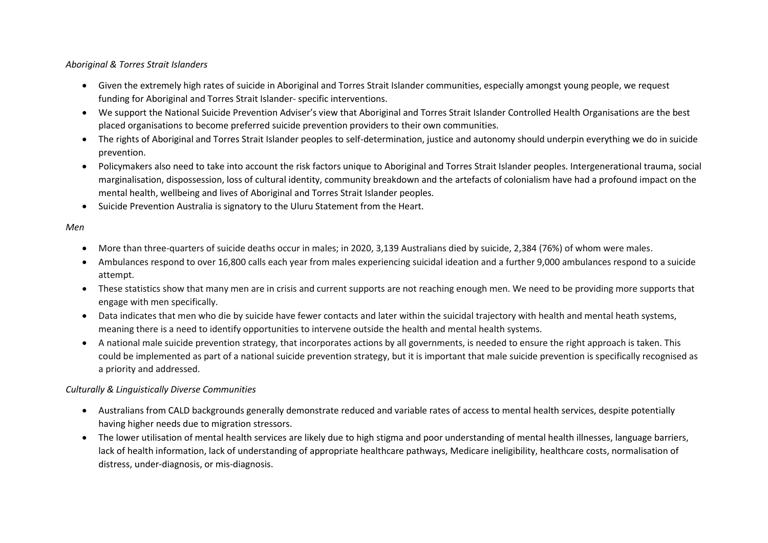*Aboriginal & Torres Strait Islanders*

- Given the extremely high rates of suicide in Aboriginal and Torres Strait Islander communities, especially amongst young people, we request funding for Aboriginal and Torres Strait Islander- specific interventions.
- We support the National Suicide Prevention Adviser's view that Aboriginal and Torres Strait Islander Controlled Health Organisations are the best placed organisations to become preferred suicide prevention providers to their own communities.
- The rights of Aboriginal and Torres Strait Islander peoples to self-determination, justice and autonomy should underpin everything we do in suicide prevention.
- Policymakers also need to take into account the risk factors unique to Aboriginal and Torres Strait Islander peoples. Intergenerational trauma, social marginalisation, dispossession, loss of cultural identity, community breakdown and the artefacts of colonialism have had a profound impact on the mental health, wellbeing and lives of Aboriginal and Torres Strait Islander peoples.
- Suicide Prevention Australia is signatory to the Uluru Statement from the Heart.

*Men*

- More than three-quarters of suicide deaths occur in males; in 2020, 3,139 Australians died by suicide, 2,384 (76%) of whom were males.
- Ambulances respond to over 16,800 calls each year from males experiencing suicidal ideation and a further 9,000 ambulances respond to a suicide attempt.
- These statistics show that many men are in crisis and current supports are not reaching enough men. We need to be providing more supports that engage with men specifically.
- Data indicates that men who die by suicide have fewer contacts and later within the suicidal trajectory with health and mental heath systems, meaning there is a need to identify opportunities to intervene outside the health and mental health systems.
- A national male suicide prevention strategy, that incorporates actions by all governments, is needed to ensure the right approach is taken. This could be implemented as part of a national suicide prevention strategy, but it is important that male suicide prevention is specifically recognised as a priority and addressed.

*Culturally & Linguistically Diverse Communities*

- Australians from CALD backgrounds generally demonstrate reduced and variable rates of access to mental health services, despite potentially having higher needs due to migration stressors.
- The lower utilisation of mental health services are likely due to high stigma and poor understanding of mental health illnesses, language barriers, lack of health information, lack of understanding of appropriate healthcare pathways, Medicare ineligibility, healthcare costs, normalisation of distress, under-diagnosis, or mis-diagnosis.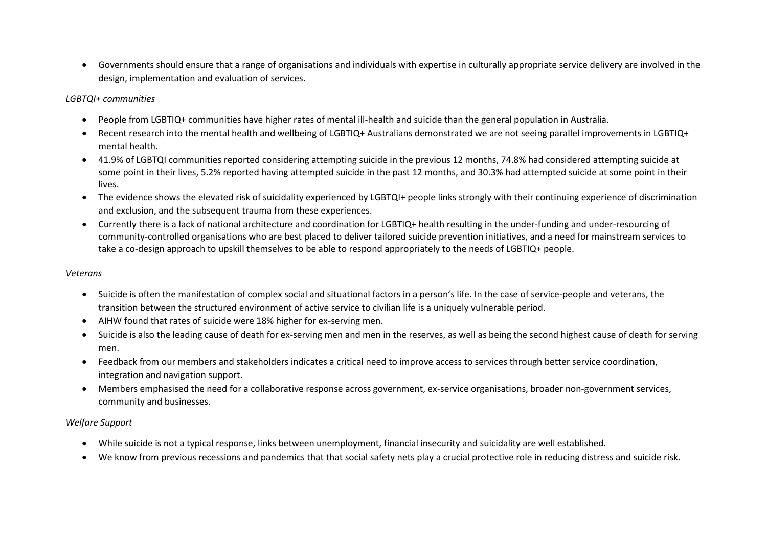- Governments should ensure that a range of organisations and individuals with expertise in culturally appropriate service delivery are involved in the design, implementation and evaluation of services.

*LGBTQI+ communities*

- People from LGBTIQ+ communities have higher rates of mental ill-health and suicide than the general population in Australia.
- Recent research into the mental health and wellbeing of LGBTIQ+ Australians demonstrated we are not seeing parallel improvements in LGBTIQ+ mental health.
- 41.9% of LGBTQI communities reported considering attempting suicide in the previous 12 months, 74.8% had considered attempting suicide at some point in their lives, 5.2% reported having attempted suicide in the past 12 months, and 30.3% had attempted suicide at some point in their lives.
- The evidence shows the elevated risk of suicidality experienced by LGBTQI+ people links strongly with their continuing experience of discrimination and exclusion, and the subsequent trauma from these experiences.
- Currently there is a lack of national architecture and coordination for LGBTIQ+ health resulting in the under-funding and under-resourcing of community-controlled organisations who are best placed to deliver tailored suicide prevention initiatives, and a need for mainstream services to take a co-design approach to upskill themselves to be able to respond appropriately to the needs of LGBTIQ+ people.

*Veterans*

- Suicide is often the manifestation of complex social and situational factors in a person's life. In the case of service-people and veterans, the transition between the structured environment of active service to civilian life is a uniquely vulnerable period.
- AIHW found that rates of suicide were 18% higher for ex-serving men.
- Suicide is also the leading cause of death for ex-serving men and men in the reserves, as well as being the second highest cause of death for serving men.
- Feedback from our members and stakeholders indicates a critical need to improve access to services through better service coordination, integration and navigation support.
- Members emphasised the need for a collaborative response across government, ex-service organisations, broader non-government services, community and businesses.

*Welfare Support*

- While suicide is not a typical response, links between unemployment, financial insecurity and suicidality are well established.
- We know from previous recessions and pandemics that that social safety nets play a crucial protective role in reducing distress and suicide risk.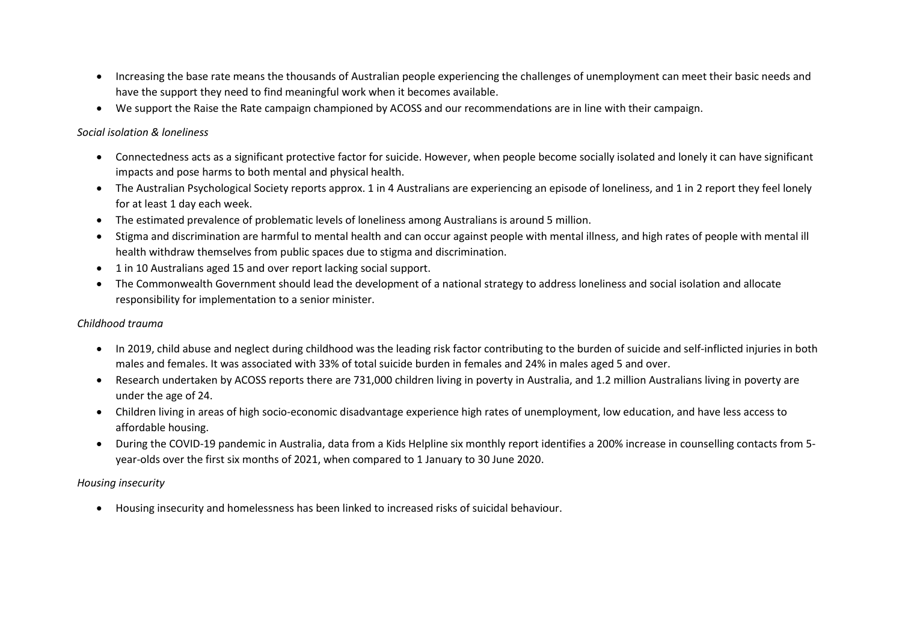- Increasing the base rate means the thousands of Australian people experiencing the challenges of unemployment can meet their basic needs and have the support they need to find meaningful work when it becomes available.
- We support the Raise the Rate campaign championed by ACOSS and our recommendations are in line with their campaign.

*Social isolation & loneliness*

- Connectedness acts as a significant protective factor for suicide. However, when people become socially isolated and lonely it can have significant impacts and pose harms to both mental and physical health.
- The Australian Psychological Society reports approx. 1 in 4 Australians are experiencing an episode of loneliness, and 1 in 2 report they feel lonely for at least 1 day each week.
- The estimated prevalence of problematic levels of loneliness among Australians is around 5 million.
- Stigma and discrimination are harmful to mental health and can occur against people with mental illness, and high rates of people with mental ill health withdraw themselves from public spaces due to stigma and discrimination.
- 1 in 10 Australians aged 15 and over report lacking social support.
- The Commonwealth Government should lead the development of a national strategy to address loneliness and social isolation and allocate responsibility for implementation to a senior minister.

*Childhood trauma*

- In 2019, child abuse and neglect during childhood was the leading risk factor contributing to the burden of suicide and self-inflicted injuries in both males and females. It was associated with 33% of total suicide burden in females and 24% in males aged 5 and over.
- Research undertaken by ACOSS reports there are 731,000 children living in poverty in Australia, and 1.2 million Australians living in poverty are under the age of 24.
- Children living in areas of high socio-economic disadvantage experience high rates of unemployment, low education, and have less access to affordable housing.
- During the COVID-19 pandemic in Australia, data from a Kids Helpline six monthly report identifies a 200% increase in counselling contacts from 5-year-olds over the first six months of 2021, when compared to 1 January to 30 June 2020.

*Housing insecurity*

- Housing insecurity and homelessness has been linked to increased risks of suicidal behaviour.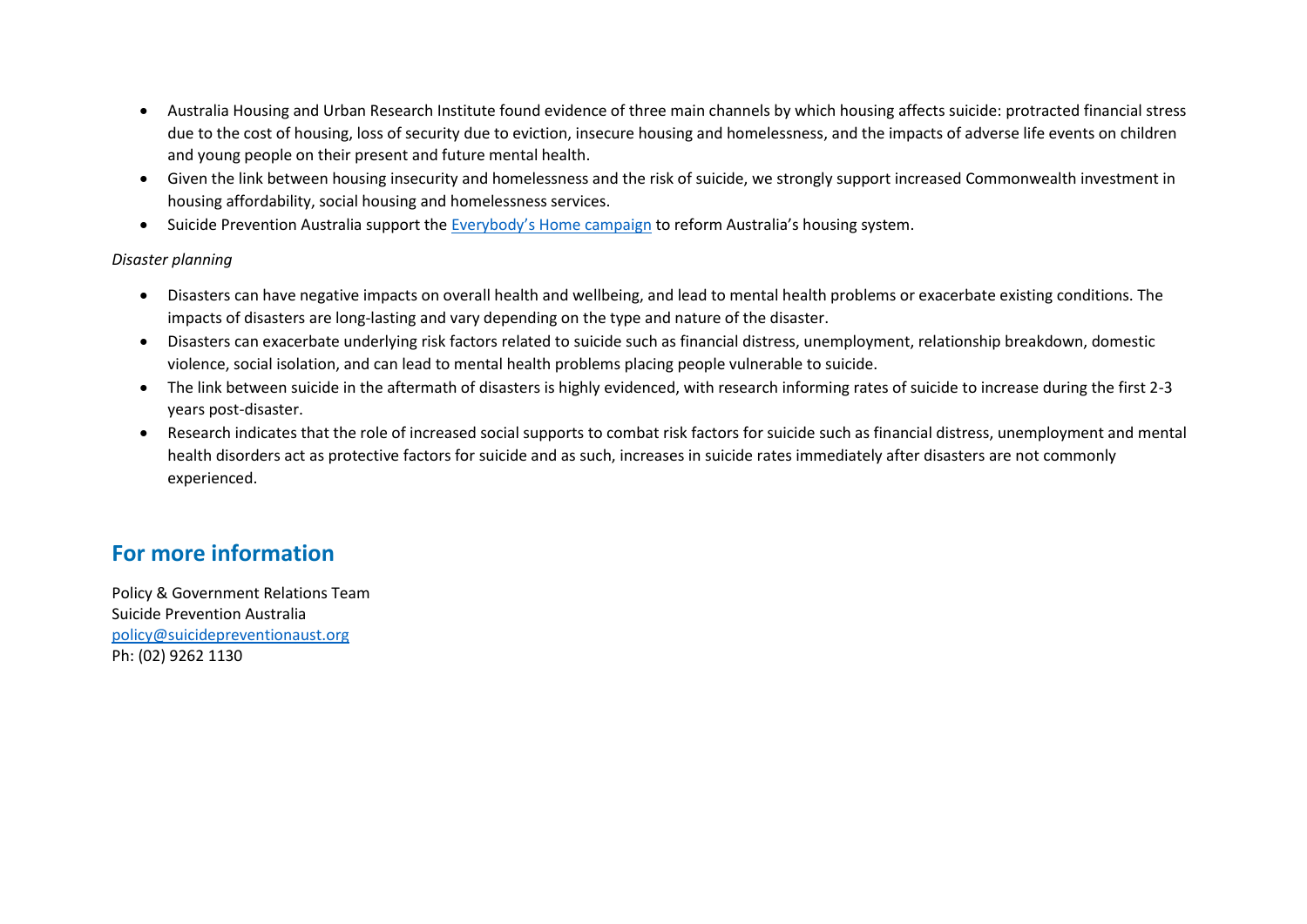- Australia Housing and Urban Research Institute found evidence of three main channels by which housing affects suicide: protracted financial stress due to the cost of housing, loss of security due to eviction, insecure housing and homelessness, and the impacts of adverse life events on children and young people on their present and future mental health.
- Given the link between housing insecurity and homelessness and the risk of suicide, we strongly support increased Commonwealth investment in housing affordability, social housing and homelessness services.
- Suicide Prevention Australia support the [Everybody's Home campaign](#) to reform Australia's housing system.

*Disaster planning*

- Disasters can have negative impacts on overall health and wellbeing, and lead to mental health problems or exacerbate existing conditions. The impacts of disasters are long-lasting and vary depending on the type and nature of the disaster.
- Disasters can exacerbate underlying risk factors related to suicide such as financial distress, unemployment, relationship breakdown, domestic violence, social isolation, and can lead to mental health problems placing people vulnerable to suicide.
- The link between suicide in the aftermath of disasters is highly evidenced, with research informing rates of suicide to increase during the first 2-3 years post-disaster.
- Research indicates that the role of increased social supports to combat risk factors for suicide such as financial distress, unemployment and mental health disorders act as protective factors for suicide and as such, increases in suicide rates immediately after disasters are not commonly experienced.

## For more information

Policy & Government Relations Team
Suicide Prevention Australia
[policy@suicidepreventionaust.org](mailto:policy@suicidepreventionaust.org)
Ph: (02) 9262 1130